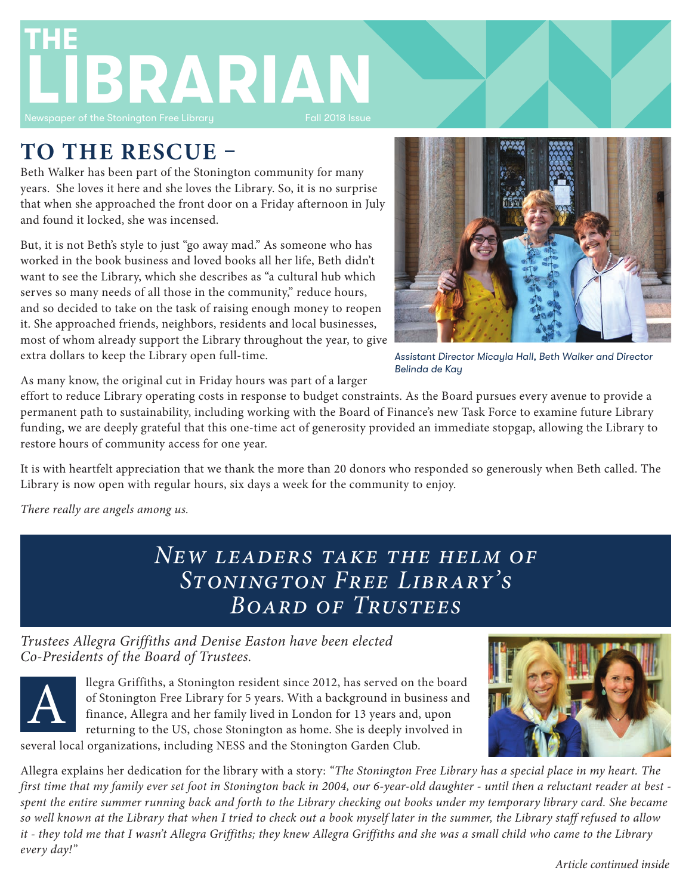# THE LIBRARIAN

Newspaper of the Stonington Free Library — Fall 2018 Issue

## TO THE RESCUE –

Beth Walker has been part of the Stonington community for many years. She loves it here and she loves the Library. So, it is no surprise that when she approached the front door on a Friday afternoon in July and found it locked, she was incensed.

But, it is not Beth's style to just "go away mad." As someone who has worked in the book business and loved books all her life, Beth didn't want to see the Library, which she describes as "a cultural hub which serves so many needs of all those in the community," reduce hours, and so decided to take on the task of raising enough money to reopen it. She approached friends, neighbors, residents and local businesses, most of whom already support the Library throughout the year, to give extra dollars to keep the Library open full-time.

*Assistant Director Micayla Hall, Beth Walker and Director Belinda de Kay*

As many know, the original cut in Friday hours was part of a larger effort to reduce Library operating costs in response to budget constraints. As the Board pursues every avenue to provide a permanent path to sustainability, including working with the Board of Finance's new Task Force to examine future Library funding, we are deeply grateful that this one-time act of generosity provided an immediate stopgap, allowing the Library to restore hours of community access for one year.

It is with heartfelt appreciation that we thank the more than 20 donors who responded so generously when Beth called. The Library is now open with regular hours, six days a week for the community to enjoy.

*There really are angels among us.*

## *New leaders take the helm of Stonington Free Library's Board of Trustees*

*Trustees Allegra Griffiths and Denise Easton have been elected Co-Presidents of the Board of Trustees.*

Allegra Griffiths, a Stonington resident since 2012, has served on the board of Stonington Free Library for 5 years. With a background in business and finance, Allegra and her family lived in London for 13 years and, upon returning to the US, chose Stonington as home. She is deeply involved in several local organizations, including NESS and the Stonington Garden Club.

Allegra explains her dedication for the library with a story: *"The Stonington Free Library has a special place in my heart. The first time that my family ever set foot in Stonington back in 2004, our 6-year-old daughter - until then a reluctant reader at best - spent the entire summer running back and forth to the Library checking out books under my temporary library card. She became so well known at the Library that when I tried to check out a book myself later in the summer, the Library staff refused to allow it - they told me that I wasn't Allegra Griffiths; they knew Allegra Griffiths and she was a small child who came to the Library every day!"*

*Article continued inside*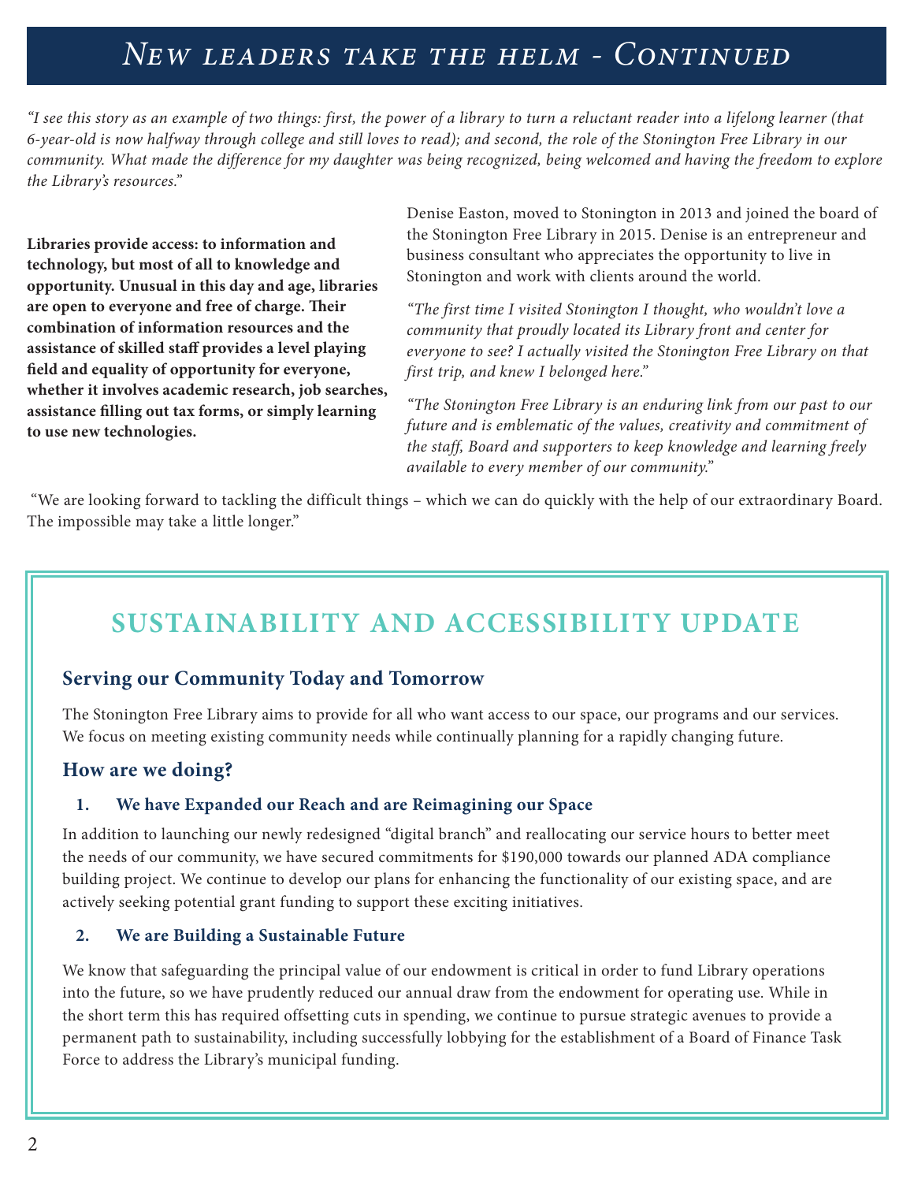# New leaders take the helm - Continued

*"I see this story as an example of two things: first, the power of a library to turn a reluctant reader into a lifelong learner (that 6-year-old is now halfway through college and still loves to read); and second, the role of the Stonington Free Library in our community. What made the difference for my daughter was being recognized, being welcomed and having the freedom to explore the Library's resources."*

**Libraries provide access: to information and technology, but most of all to knowledge and opportunity. Unusual in this day and age, libraries are open to everyone and free of charge. Their combination of information resources and the assistance of skilled staff provides a level playing field and equality of opportunity for everyone, whether it involves academic research, job searches, assistance filling out tax forms, or simply learning to use new technologies.**

Denise Easton, moved to Stonington in 2013 and joined the board of the Stonington Free Library in 2015. Denise is an entrepreneur and business consultant who appreciates the opportunity to live in Stonington and work with clients around the world.

*"The first time I visited Stonington I thought, who wouldn't love a community that proudly located its Library front and center for everyone to see? I actually visited the Stonington Free Library on that first trip, and knew I belonged here."*

*"The Stonington Free Library is an enduring link from our past to our future and is emblematic of the values, creativity and commitment of the staff, Board and supporters to keep knowledge and learning freely available to every member of our community."*

"We are looking forward to tackling the difficult things – which we can do quickly with the help of our extraordinary Board. The impossible may take a little longer."

## SUSTAINABILITY AND ACCESSIBILITY UPDATE

### Serving our Community Today and Tomorrow

The Stonington Free Library aims to provide for all who want access to our space, our programs and our services. We focus on meeting existing community needs while continually planning for a rapidly changing future.

### How are we doing?

**1. We have Expanded our Reach and are Reimagining our Space**

In addition to launching our newly redesigned "digital branch" and reallocating our service hours to better meet the needs of our community, we have secured commitments for $190,000 towards our planned ADA compliance building project. We continue to develop our plans for enhancing the functionality of our existing space, and are actively seeking potential grant funding to support these exciting initiatives.

**2. We are Building a Sustainable Future**

We know that safeguarding the principal value of our endowment is critical in order to fund Library operations into the future, so we have prudently reduced our annual draw from the endowment for operating use. While in the short term this has required offsetting cuts in spending, we continue to pursue strategic avenues to provide a permanent path to sustainability, including successfully lobbying for the establishment of a Board of Finance Task Force to address the Library's municipal funding.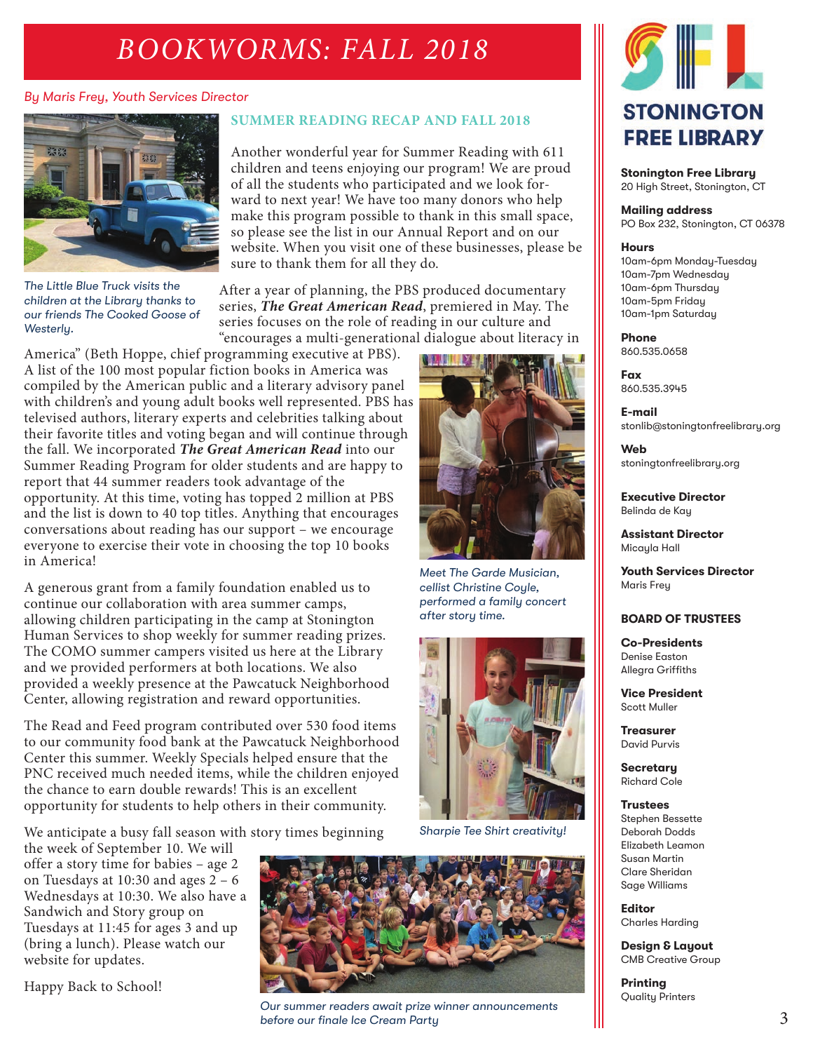# BOOKWORMS: FALL 2018

*By Maris Frey, Youth Services Director*

## SUMMER READING RECAP AND FALL 2018

Another wonderful year for Summer Reading with 611 children and teens enjoying our program! We are proud of all the students who participated and we look forward to next year! We have too many donors who help make this program possible to thank in this small space, so please see the list in our Annual Report and on our website. When you visit one of these businesses, please be sure to thank them for all they do.

*The Little Blue Truck visits the children at the Library thanks to our friends The Cooked Goose of Westerly.*

After a year of planning, the PBS produced documentary series, ***The Great American Read***, premiered in May. The series focuses on the role of reading in our culture and "encourages a multi-generational dialogue about literacy in America" (Beth Hoppe, chief programming executive at PBS). A list of the 100 most popular fiction books in America was compiled by the American public and a literary advisory panel with children's and young adult books well represented. PBS has televised authors, literary experts and celebrities talking about their favorite titles and voting began and will continue through the fall. We incorporated ***The Great American Read*** into our Summer Reading Program for older students and are happy to report that 44 summer readers took advantage of the opportunity. At this time, voting has topped 2 million at PBS and the list is down to 40 top titles. Anything that encourages conversations about reading has our support – we encourage everyone to exercise their vote in choosing the top 10 books in America!

*Meet The Garde Musician, cellist Christine Coyle, performed a family concert after story time.*

A generous grant from a family foundation enabled us to continue our collaboration with area summer camps, allowing children participating in the camp at Stonington Human Services to shop weekly for summer reading prizes. The COMO summer campers visited us here at the Library and we provided performers at both locations. We also provided a weekly presence at the Pawcatuck Neighborhood Center, allowing registration and reward opportunities.

*Sharpie Tee Shirt creativity!*

The Read and Feed program contributed over 530 food items to our community food bank at the Pawcatuck Neighborhood Center this summer. Weekly Specials helped ensure that the PNC received much needed items, while the children enjoyed the chance to earn double rewards! This is an excellent opportunity for students to help others in their community.

We anticipate a busy fall season with story times beginning the week of September 10. We will offer a story time for babies – age 2 on Tuesdays at 10:30 and ages 2 – 6 Wednesdays at 10:30. We also have a Sandwich and Story group on Tuesdays at 11:45 for ages 3 and up (bring a lunch). Please watch our website for updates.

Happy Back to School!

*Our summer readers await prize winner announcements before our finale Ice Cream Party*

---

**STONINGTON FREE LIBRARY**

**Stonington Free Library**
20 High Street, Stonington, CT

**Mailing address**
PO Box 232, Stonington, CT 06378

**Hours**
10am-6pm Monday-Tuesday
10am-7pm Wednesday
10am-6pm Thursday
10am-5pm Friday
10am-1pm Saturday

**Phone**
860.535.0658

**Fax**
860.535.3945

**E-mail**
stonlib@stoningtonfreelibrary.org

**Web**
stoningtonfreelibrary.org

**Executive Director**
Belinda de Kay

**Assistant Director**
Micayla Hall

**Youth Services Director**
Maris Frey

**BOARD OF TRUSTEES**

**Co-Presidents**
Denise Easton
Allegra Griffiths

**Vice President**
Scott Muller

**Treasurer**
David Purvis

**Secretary**
Richard Cole

**Trustees**
Stephen Bessette
Deborah Dodds
Elizabeth Leamon
Susan Martin
Clare Sheridan
Sage Williams

**Editor**
Charles Harding

**Design & Layout**
CMB Creative Group

**Printing**
Quality Printers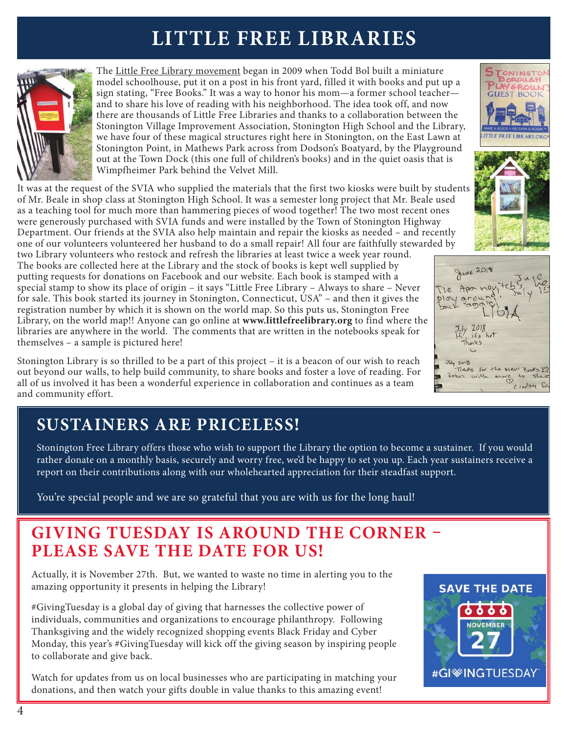# LITTLE FREE LIBRARIES

The Little Free Library movement began in 2009 when Todd Bol built a miniature model schoolhouse, put it on a post in his front yard, filled it with books and put up a sign stating, "Free Books." It was a way to honor his mom—a former school teacher—and to share his love of reading with his neighborhood. The idea took off, and now there are thousands of Little Free Libraries and thanks to a collaboration between the Stonington Village Improvement Association, Stonington High School and the Library, we have four of these magical structures right here in Stonington, on the East Lawn at Stonington Point, in Mathews Park across from Dodson's Boatyard, by the Playground out at the Town Dock (this one full of children's books) and in the quiet oasis that is Wimpfheimer Park behind the Velvet Mill.

It was at the request of the SVIA who supplied the materials that the first two kiosks were built by students of Mr. Beale in shop class at Stonington High School. It was a semester long project that Mr. Beale used as a teaching tool for much more than hammering pieces of wood together! The two most recent ones were generously purchased with SVIA funds and were installed by the Town of Stonington Highway Department. Our friends at the SVIA also help maintain and repair the kiosks as needed – and recently one of our volunteers volunteered her husband to do a small repair! All four are faithfully stewarded by two Library volunteers who restock and refresh the libraries at least twice a week year round. The books are collected here at the Library and the stock of books is kept well supplied by putting requests for donations on Facebook and our website. Each book is stamped with a special stamp to show its place of origin – it says "Little Free Library – Always to share – Never for sale. This book started its journey in Stonington, Connecticut, USA" – and then it gives the registration number by which it is shown on the world map. So this puts us, Stonington Free Library, on the world map!! Anyone can go online at **www.littlefreelibrary.org** to find where the libraries are anywhere in the world. The comments that are written in the notebooks speak for themselves – a sample is pictured here!

Stonington Library is so thrilled to be a part of this project – it is a beacon of our wish to reach out beyond our walls, to help build community, to share books and foster a love of reading. For all of us involved it has been a wonderful experience in collaboration and continues as a team and community effort.

## SUSTAINERS ARE PRICELESS!

Stonington Free Library offers those who wish to support the Library the option to become a sustainer. If you would rather donate on a monthly basis, securely and worry free, we'd be happy to set you up. Each year sustainers receive a report on their contributions along with our wholehearted appreciation for their steadfast support.

You're special people and we are so grateful that you are with us for the long haul!

## GIVING TUESDAY IS AROUND THE CORNER – PLEASE SAVE THE DATE FOR US!

Actually, it is November 27th. But, we wanted to waste no time in alerting you to the amazing opportunity it presents in helping the Library!

#GivingTuesday is a global day of giving that harnesses the collective power of individuals, communities and organizations to encourage philanthropy. Following Thanksgiving and the widely recognized shopping events Black Friday and Cyber Monday, this year's #GivingTuesday will kick off the giving season by inspiring people to collaborate and give back.

Watch for updates from us on local businesses who are participating in matching your donations, and then watch your gifts double in value thanks to this amazing event!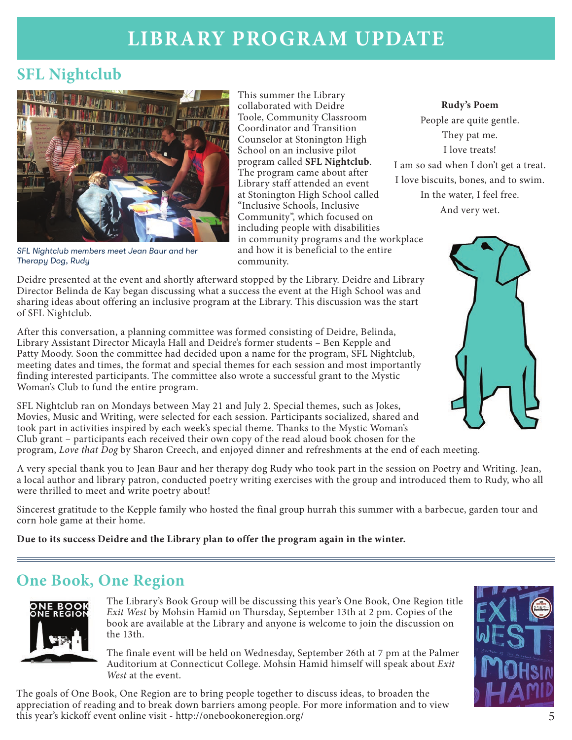# LIBRARY PROGRAM UPDATE

## SFL Nightclub

*SFL Nightclub members meet Jean Baur and her Therapy Dog, Rudy*

This summer the Library collaborated with Deidre Toole, Community Classroom Coordinator and Transition Counselor at Stonington High School on an inclusive pilot program called **SFL Nightclub**. The program came about after Library staff attended an event at Stonington High School called "Inclusive Schools, Inclusive Community", which focused on including people with disabilities in community programs and the workplace and how it is beneficial to the entire community.

**Rudy's Poem**

People are quite gentle.
They pat me.
I love treats!
I am so sad when I don't get a treat.
I love biscuits, bones, and to swim.
In the water, I feel free.
And very wet.

Deidre presented at the event and shortly afterward stopped by the Library. Deidre and Library Director Belinda de Kay began discussing what a success the event at the High School was and sharing ideas about offering an inclusive program at the Library. This discussion was the start of SFL Nightclub.

After this conversation, a planning committee was formed consisting of Deidre, Belinda, Library Assistant Director Micayla Hall and Deidre's former students – Ben Kepple and Patty Moody. Soon the committee had decided upon a name for the program, SFL Nightclub, meeting dates and times, the format and special themes for each session and most importantly finding interested participants. The committee also wrote a successful grant to the Mystic Woman's Club to fund the entire program.

SFL Nightclub ran on Mondays between May 21 and July 2. Special themes, such as Jokes, Movies, Music and Writing, were selected for each session. Participants socialized, shared and took part in activities inspired by each week's special theme. Thanks to the Mystic Woman's Club grant – participants each received their own copy of the read aloud book chosen for the program, *Love that Dog* by Sharon Creech, and enjoyed dinner and refreshments at the end of each meeting.

A very special thank you to Jean Baur and her therapy dog Rudy who took part in the session on Poetry and Writing. Jean, a local author and library patron, conducted poetry writing exercises with the group and introduced them to Rudy, who all were thrilled to meet and write poetry about!

Sincerest gratitude to the Kepple family who hosted the final group hurrah this summer with a barbecue, garden tour and corn hole game at their home.

**Due to its success Deidre and the Library plan to offer the program again in the winter.**

## One Book, One Region

The Library's Book Group will be discussing this year's One Book, One Region title *Exit West* by Mohsin Hamid on Thursday, September 13th at 2 pm. Copies of the book are available at the Library and anyone is welcome to join the discussion on the 13th.

The finale event will be held on Wednesday, September 26th at 7 pm at the Palmer Auditorium at Connecticut College. Mohsin Hamid himself will speak about *Exit West* at the event.

The goals of One Book, One Region are to bring people together to discuss ideas, to broaden the appreciation of reading and to break down barriers among people. For more information and to view this year's kickoff event online visit - http://onebookoneregion.org/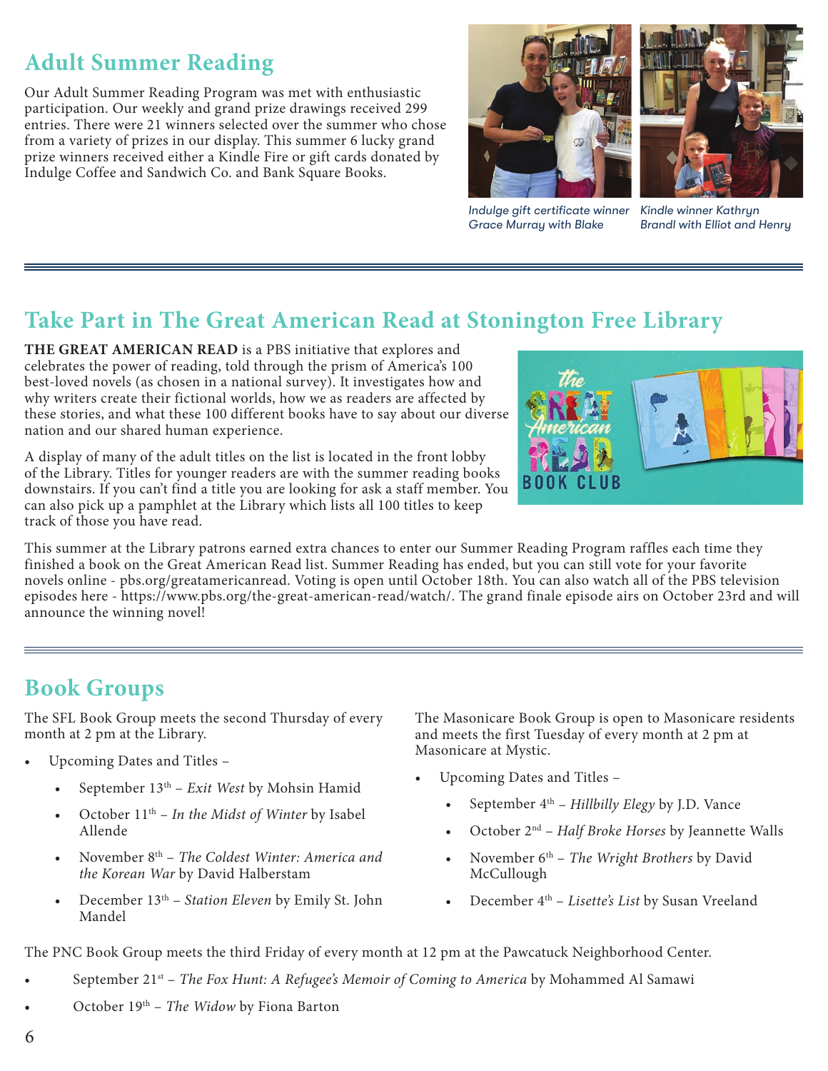## Adult Summer Reading

Our Adult Summer Reading Program was met with enthusiastic participation. Our weekly and grand prize drawings received 299 entries. There were 21 winners selected over the summer who chose from a variety of prizes in our display. This summer 6 lucky grand prize winners received either a Kindle Fire or gift cards donated by Indulge Coffee and Sandwich Co. and Bank Square Books.

*Indulge gift certificate winner Grace Murray with Blake*

*Kindle winner Kathryn Brandl with Elliot and Henry*

## Take Part in The Great American Read at Stonington Free Library

**THE GREAT AMERICAN READ** is a PBS initiative that explores and celebrates the power of reading, told through the prism of America's 100 best-loved novels (as chosen in a national survey). It investigates how and why writers create their fictional worlds, how we as readers are affected by these stories, and what these 100 different books have to say about our diverse nation and our shared human experience.

A display of many of the adult titles on the list is located in the front lobby of the Library. Titles for younger readers are with the summer reading books downstairs. If you can't find a title you are looking for ask a staff member. You can also pick up a pamphlet at the Library which lists all 100 titles to keep track of those you have read.

This summer at the Library patrons earned extra chances to enter our Summer Reading Program raffles each time they finished a book on the Great American Read list. Summer Reading has ended, but you can still vote for your favorite novels online - pbs.org/greatamericanread. Voting is open until October 18th. You can also watch all of the PBS television episodes here - https://www.pbs.org/the-great-american-read/watch/. The grand finale episode airs on October 23rd and will announce the winning novel!

## Book Groups

The SFL Book Group meets the second Thursday of every month at 2 pm at the Library.

- Upcoming Dates and Titles –
  - September 13th – *Exit West* by Mohsin Hamid
  - October 11th – *In the Midst of Winter* by Isabel Allende
  - November 8th – *The Coldest Winter: America and the Korean War* by David Halberstam
  - December 13th – *Station Eleven* by Emily St. John Mandel

The Masonicare Book Group is open to Masonicare residents and meets the first Tuesday of every month at 2 pm at Masonicare at Mystic.

- Upcoming Dates and Titles –
  - September 4th – *Hillbilly Elegy* by J.D. Vance
  - October 2nd – *Half Broke Horses* by Jeannette Walls
  - November 6th – *The Wright Brothers* by David McCullough
  - December 4th – *Lisette's List* by Susan Vreeland

The PNC Book Group meets the third Friday of every month at 12 pm at the Pawcatuck Neighborhood Center.

- September 21st – *The Fox Hunt: A Refugee's Memoir of Coming to America* by Mohammed Al Samawi
- October 19th – *The Widow* by Fiona Barton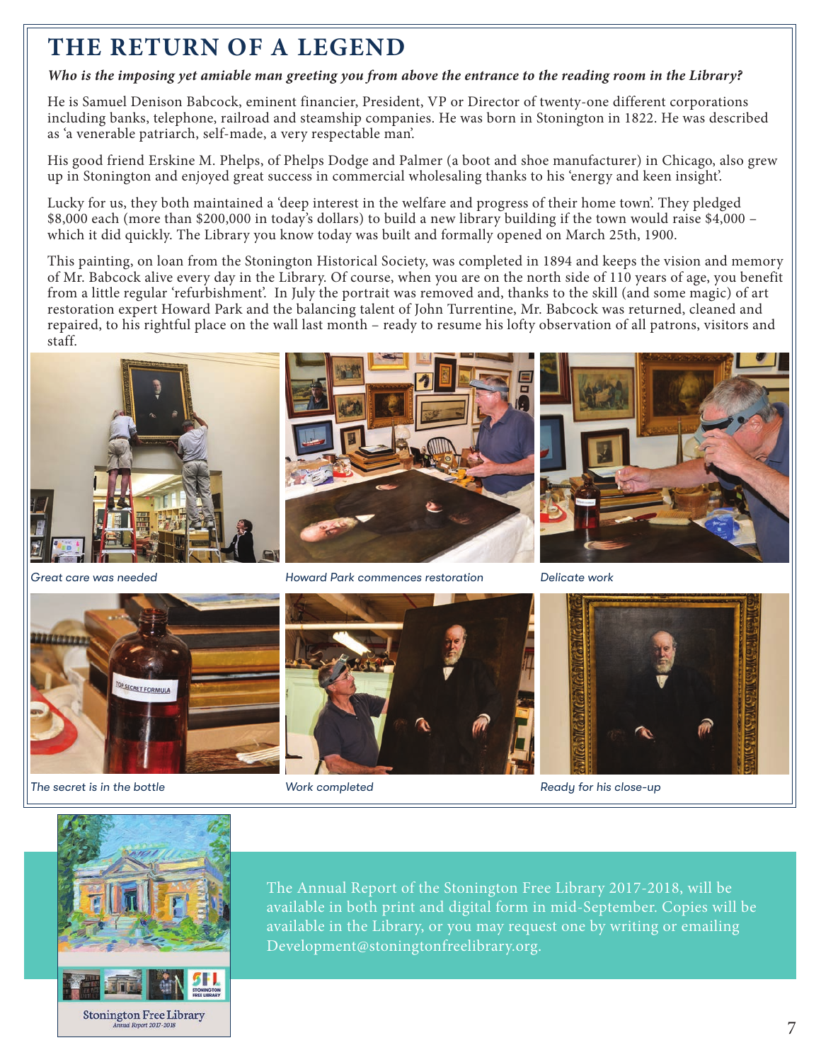# THE RETURN OF A LEGEND

***Who is the imposing yet amiable man greeting you from above the entrance to the reading room in the Library?***

He is Samuel Denison Babcock, eminent financier, President, VP or Director of twenty-one different corporations including banks, telephone, railroad and steamship companies. He was born in Stonington in 1822. He was described as 'a venerable patriarch, self-made, a very respectable man'.

His good friend Erskine M. Phelps, of Phelps Dodge and Palmer (a boot and shoe manufacturer) in Chicago, also grew up in Stonington and enjoyed great success in commercial wholesaling thanks to his 'energy and keen insight'.

Lucky for us, they both maintained a 'deep interest in the welfare and progress of their home town'. They pledged $8,000 each (more than $200,000 in today's dollars) to build a new library building if the town would raise $4,000 – which it did quickly. The Library you know today was built and formally opened on March 25th, 1900.

This painting, on loan from the Stonington Historical Society, was completed in 1894 and keeps the vision and memory of Mr. Babcock alive every day in the Library. Of course, when you are on the north side of 110 years of age, you benefit from a little regular 'refurbishment'. In July the portrait was removed and, thanks to the skill (and some magic) of art restoration expert Howard Park and the balancing talent of John Turrentine, Mr. Babcock was returned, cleaned and repaired, to his rightful place on the wall last month – ready to resume his lofty observation of all patrons, visitors and staff.

*Great care was needed*

*Howard Park commences restoration*

*Delicate work*

*The secret is in the bottle*

*Work completed*

*Ready for his close-up*

The Annual Report of the Stonington Free Library 2017-2018, will be available in both print and digital form in mid-September. Copies will be available in the Library, or you may request one by writing or emailing Development@stoningtonfreelibrary.org.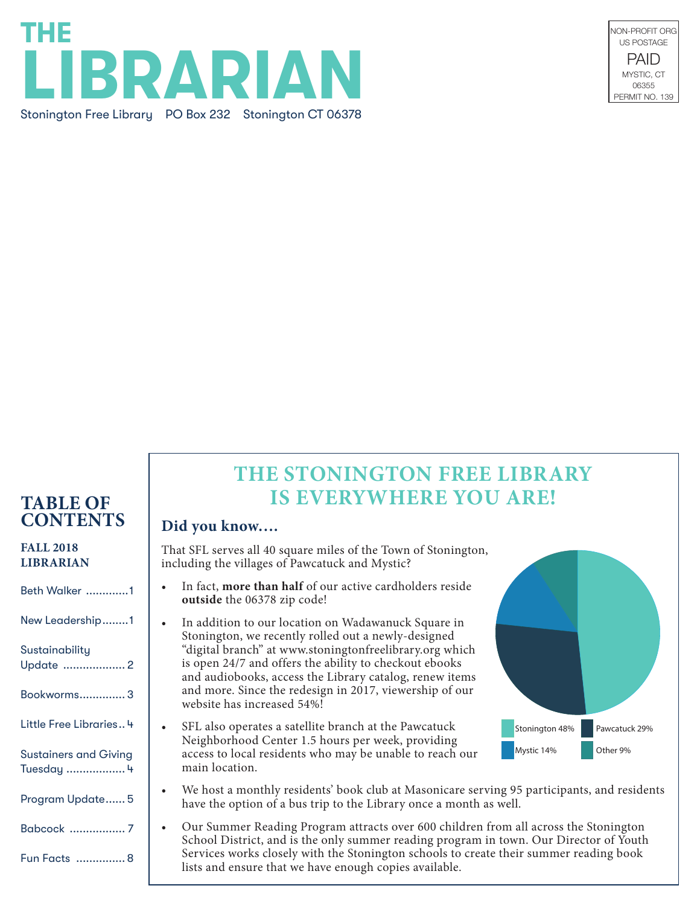# THE LIBRARIAN

Stonington Free Library PO Box 232 Stonington CT 06378

NON-PROFIT ORG
US POSTAGE
PAID
MYSTIC, CT
06355
PERMIT NO. 139

## TABLE OF CONTENTS

**FALL 2018 LIBRARIAN**

- Beth Walker ............. 1
- New Leadership........ 1
- Sustainability Update ................... 2
- Bookworms.............. 3
- Little Free Libraries.. 4
- Sustainers and Giving Tuesday .................. 4
- Program Update...... 5
- Babcock ................. 7
- Fun Facts ............... 8

## THE STONINGTON FREE LIBRARY IS EVERYWHERE YOU ARE!

### Did you know….

That SFL serves all 40 square miles of the Town of Stonington, including the villages of Pawcatuck and Mystic?

- In fact, **more than half** of our active cardholders reside **outside** the 06378 zip code!
- In addition to our location on Wadawanuck Square in Stonington, we recently rolled out a newly-designed "digital branch" at www.stoningtonfreelibrary.org which is open 24/7 and offers the ability to checkout ebooks and audiobooks, access the Library catalog, renew items and more. Since the redesign in 2017, viewership of our website has increased 54%!
- SFL also operates a satellite branch at the Pawcatuck Neighborhood Center 1.5 hours per week, providing access to local residents who may be unable to reach our main location.
- We host a monthly residents' book club at Masonicare serving 95 participants, and residents have the option of a bus trip to the Library once a month as well.
- Our Summer Reading Program attracts over 600 children from all across the Stonington School District, and is the only summer reading program in town. Our Director of Youth Services works closely with the Stonington schools to create their summer reading book lists and ensure that we have enough copies available.

Stonington 48%
Pawcatuck 29%
Mystic 14%
Other 9%